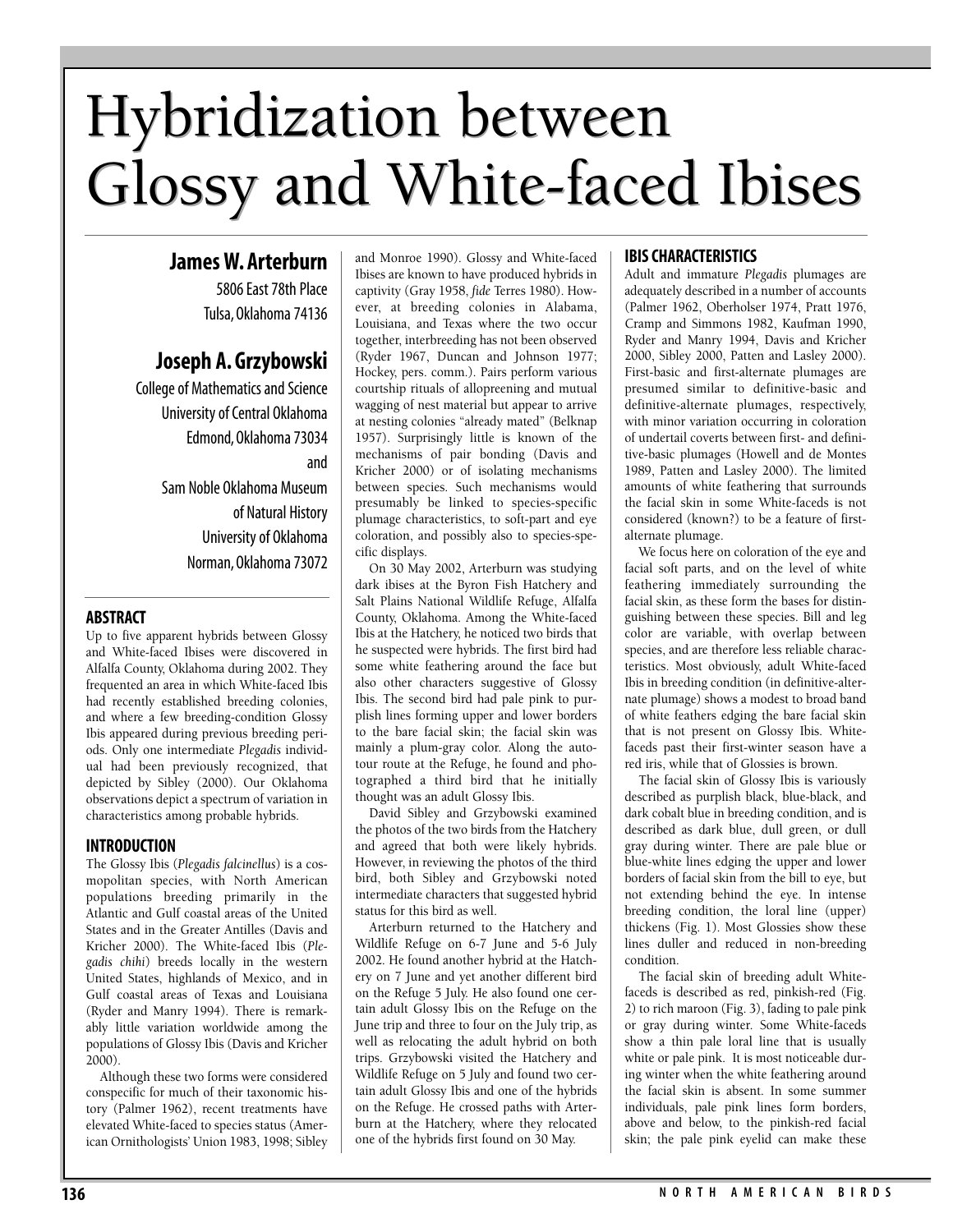# Hybridization between Glossy and White-faced Ibises

**James W. Arterburn**
5806 East 78th Place
Tulsa, Oklahoma 74136

**Joseph A. Grzybowski**
College of Mathematics and Science
University of Central Oklahoma
Edmond, Oklahoma 73034
and
Sam Noble Oklahoma Museum
of Natural History
University of Oklahoma
Norman, Oklahoma 73072

## ABSTRACT

Up to five apparent hybrids between Glossy and White-faced Ibises were discovered in Alfalfa County, Oklahoma during 2002. They frequented an area in which White-faced Ibis had recently established breeding colonies, and where a few breeding-condition Glossy Ibis appeared during previous breeding periods. Only one intermediate *Plegadis* individual had been previously recognized, that depicted by Sibley (2000). Our Oklahoma observations depict a spectrum of variation in characteristics among probable hybrids.

## INTRODUCTION

The Glossy Ibis (*Plegadis falcinellus*) is a cosmopolitan species, with North American populations breeding primarily in the Atlantic and Gulf coastal areas of the United States and in the Greater Antilles (Davis and Kricher 2000). The White-faced Ibis (*Plegadis chihi*) breeds locally in the western United States, highlands of Mexico, and in Gulf coastal areas of Texas and Louisiana (Ryder and Manry 1994). There is remarkably little variation worldwide among the populations of Glossy Ibis (Davis and Kricher 2000).

Although these two forms were considered conspecific for much of their taxonomic history (Palmer 1962), recent treatments have elevated White-faced to species status (American Ornithologists' Union 1983, 1998; Sibley and Monroe 1990). Glossy and White-faced Ibises are known to have produced hybrids in captivity (Gray 1958, *fide* Terres 1980). However, at breeding colonies in Alabama, Louisiana, and Texas where the two occur together, interbreeding has not been observed (Ryder 1967, Duncan and Johnson 1977; Hockey, pers. comm.). Pairs perform various courtship rituals of allopreening and mutual wagging of nest material but appear to arrive at nesting colonies "already mated" (Belknap 1957). Surprisingly little is known of the mechanisms of pair bonding (Davis and Kricher 2000) or of isolating mechanisms between species. Such mechanisms would presumably be linked to species-specific plumage characteristics, to soft-part and eye coloration, and possibly also to species-specific displays.

On 30 May 2002, Arterburn was studying dark ibises at the Byron Fish Hatchery and Salt Plains National Wildlife Refuge, Alfalfa County, Oklahoma. Among the White-faced Ibis at the Hatchery, he noticed two birds that he suspected were hybrids. The first bird had some white feathering around the face but also other characters suggestive of Glossy Ibis. The second bird had pale pink to purplish lines forming upper and lower borders to the bare facial skin; the facial skin was mainly a plum-gray color. Along the autotour route at the Refuge, he found and photographed a third bird that he initially thought was an adult Glossy Ibis.

David Sibley and Grzybowski examined the photos of the two birds from the Hatchery and agreed that both were likely hybrids. However, in reviewing the photos of the third bird, both Sibley and Grzybowski noted intermediate characters that suggested hybrid status for this bird as well.

Arterburn returned to the Hatchery and Wildlife Refuge on 6-7 June and 5-6 July 2002. He found another hybrid at the Hatchery on 7 June and yet another different bird on the Refuge 5 July. He also found one certain adult Glossy Ibis on the Refuge on the June trip and three to four on the July trip, as well as relocating the adult hybrid on both trips. Grzybowski visited the Hatchery and Wildlife Refuge on 5 July and found two certain adult Glossy Ibis and one of the hybrids on the Refuge. He crossed paths with Arterburn at the Hatchery, where they relocated one of the hybrids first found on 30 May.

## IBIS CHARACTERISTICS

Adult and immature *Plegadis* plumages are adequately described in a number of accounts (Palmer 1962, Oberholser 1974, Pratt 1976, Cramp and Simmons 1982, Kaufman 1990, Ryder and Manry 1994, Davis and Kricher 2000, Sibley 2000, Patten and Lasley 2000). First-basic and first-alternate plumages are presumed similar to definitive-basic and definitive-alternate plumages, respectively, with minor variation occurring in coloration of undertail coverts between first- and definitive-basic plumages (Howell and de Montes 1989, Patten and Lasley 2000). The limited amounts of white feathering that surrounds the facial skin in some White-faceds is not considered (known?) to be a feature of first-alternate plumage.

We focus here on coloration of the eye and facial soft parts, and on the level of white feathering immediately surrounding the facial skin, as these form the bases for distinguishing between these species. Bill and leg color are variable, with overlap between species, and are therefore less reliable characteristics. Most obviously, adult White-faced Ibis in breeding condition (in definitive-alternate plumage) shows a modest to broad band of white feathers edging the bare facial skin that is not present on Glossy Ibis. White-faceds past their first-winter season have a red iris, while that of Glossies is brown.

The facial skin of Glossy Ibis is variously described as purplish black, blue-black, and dark cobalt blue in breeding condition, and is described as dark blue, dull green, or dull gray during winter. There are pale blue or blue-white lines edging the upper and lower borders of facial skin from the bill to eye, but not extending behind the eye. In intense breeding condition, the loral line (upper) thickens (Fig. 1). Most Glossies show these lines duller and reduced in non-breeding condition.

The facial skin of breeding adult White-faceds is described as red, pinkish-red (Fig. 2) to rich maroon (Fig. 3), fading to pale pink or gray during winter. Some White-faceds show a thin pale loral line that is usually white or pale pink. It is most noticeable during winter when the white feathering around the facial skin is absent. In some summer individuals, pale pink lines form borders, above and below, to the pinkish-red facial skin; the pale pink eyelid can make these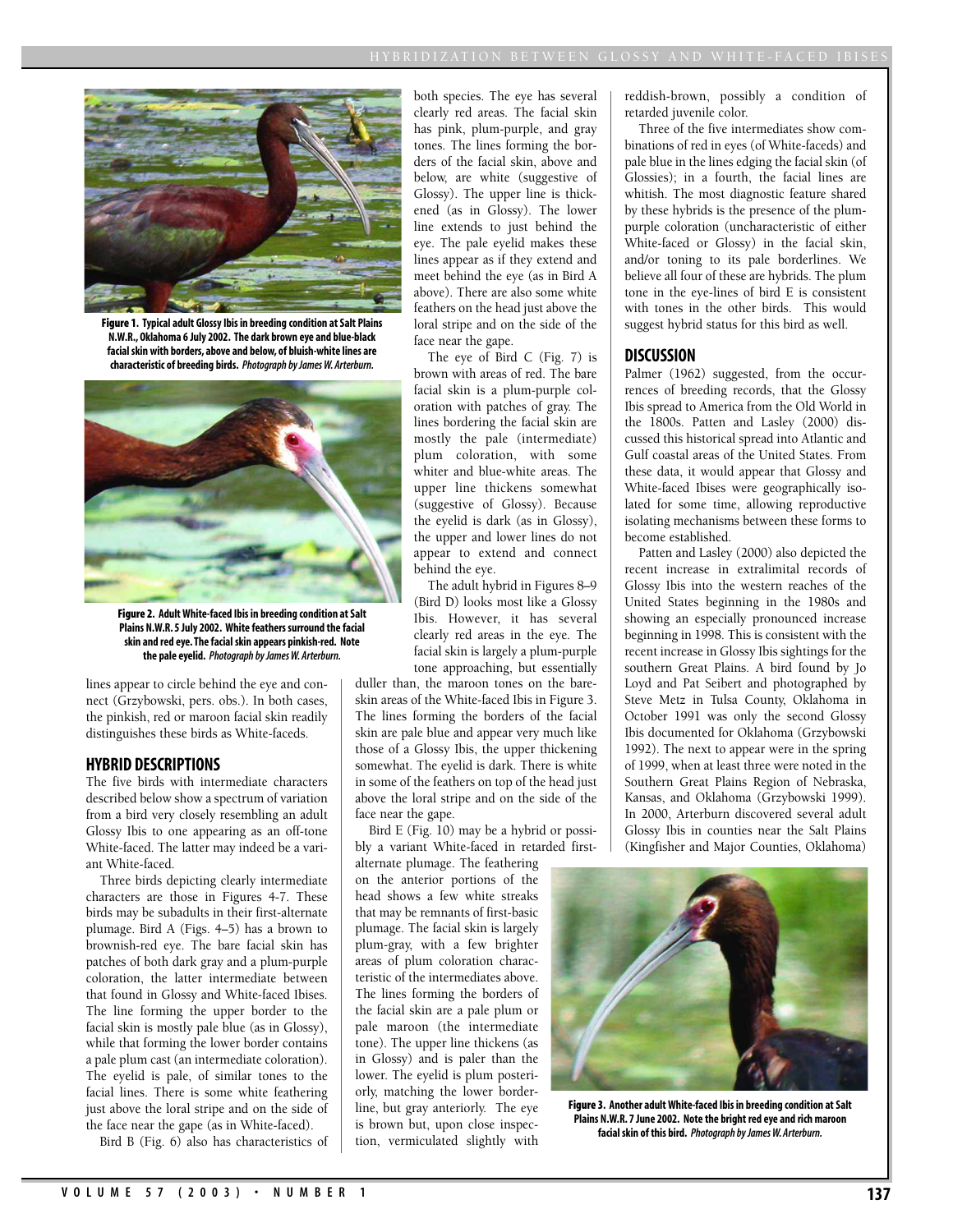Figure 1. Typical adult Glossy Ibis in breeding condition at Salt Plains N.W.R., Oklahoma 6 July 2002. The dark brown eye and blue-black facial skin with borders, above and below, of bluish-white lines are characteristic of breeding birds. *Photograph by James W. Arterburn.*

Figure 2. Adult White-faced Ibis in breeding condition at Salt Plains N.W.R. 5 July 2002. White feathers surround the facial skin and red eye. The facial skin appears pinkish-red. Note the pale eyelid. *Photograph by James W. Arterburn.*

lines appear to circle behind the eye and connect (Grzybowski, pers. obs.). In both cases, the pinkish, red or maroon facial skin readily distinguishes these birds as White-faceds.

## HYBRID DESCRIPTIONS

The five birds with intermediate characters described below show a spectrum of variation from a bird very closely resembling an adult Glossy Ibis to one appearing as an off-tone White-faced. The latter may indeed be a variant White-faced.

Three birds depicting clearly intermediate characters are those in Figures 4-7. These birds may be subadults in their first-alternate plumage. Bird A (Figs. 4–5) has a brown to brownish-red eye. The bare facial skin has patches of both dark gray and a plum-purple coloration, the latter intermediate between that found in Glossy and White-faced Ibises. The line forming the upper border to the facial skin is mostly pale blue (as in Glossy), while that forming the lower border contains a pale plum cast (an intermediate coloration). The eyelid is pale, of similar tones to the facial lines. There is some white feathering just above the loral stripe and on the side of the face near the gape (as in White-faced).

Bird B (Fig. 6) also has characteristics of both species. The eye has several clearly red areas. The facial skin has pink, plum-purple, and gray tones. The lines forming the borders of the facial skin, above and below, are white (suggestive of Glossy). The upper line is thickened (as in Glossy). The lower line extends to just behind the eye. The pale eyelid makes these lines appear as if they extend and meet behind the eye (as in Bird A above). There are also some white feathers on the head just above the loral stripe and on the side of the face near the gape.

The eye of Bird C (Fig. 7) is brown with areas of red. The bare facial skin is a plum-purple coloration with patches of gray. The lines bordering the facial skin are mostly the pale (intermediate) plum coloration, with some whiter and blue-white areas. The upper line thickens somewhat (suggestive of Glossy). Because the eyelid is dark (as in Glossy), the upper and lower lines do not appear to extend and connect behind the eye.

The adult hybrid in Figures 8–9 (Bird D) looks most like a Glossy Ibis. However, it has several clearly red areas in the eye. The facial skin is largely a plum-purple tone approaching, but essentially duller than, the maroon tones on the bare-skin areas of the White-faced Ibis in Figure 3. The lines forming the borders of the facial skin are pale blue and appear very much like those of a Glossy Ibis, the upper thickening somewhat. The eyelid is dark. There is white in some of the feathers on top of the head just above the loral stripe and on the side of the face near the gape.

Bird E (Fig. 10) may be a hybrid or possibly a variant White-faced in retarded first-alternate plumage. The feathering on the anterior portions of the head shows a few white streaks that may be remnants of first-basic plumage. The facial skin is largely plum-gray, with a few brighter areas of plum coloration characteristic of the intermediates above. The lines forming the borders of the facial skin are a pale plum or pale maroon (the intermediate tone). The upper line thickens (as in Glossy) and is paler than the lower. The eyelid is plum posteriorly, matching the lower borderline, but gray anteriorly. The eye is brown but, upon close inspection, vermiculated slightly with reddish-brown, possibly a condition of retarded juvenile color.

Three of the five intermediates show combinations of red in eyes (of White-faceds) and pale blue in the lines edging the facial skin (of Glossies); in a fourth, the facial lines are whitish. The most diagnostic feature shared by these hybrids is the presence of the plum-purple coloration (uncharacteristic of either White-faced or Glossy) in the facial skin, and/or toning to its pale borderlines. We believe all four of these are hybrids. The plum tone in the eye-lines of bird E is consistent with tones in the other birds. This would suggest hybrid status for this bird as well.

## DISCUSSION

Palmer (1962) suggested, from the occurrences of breeding records, that the Glossy Ibis spread to America from the Old World in the 1800s. Patten and Lasley (2000) discussed this historical spread into Atlantic and Gulf coastal areas of the United States. From these data, it would appear that Glossy and White-faced Ibises were geographically isolated for some time, allowing reproductive isolating mechanisms between these forms to become established.

Patten and Lasley (2000) also depicted the recent increase in extralimital records of Glossy Ibis into the western reaches of the United States beginning in the 1980s and showing an especially pronounced increase beginning in 1998. This is consistent with the recent increase in Glossy Ibis sightings for the southern Great Plains. A bird found by Jo Loyd and Pat Seibert and photographed by Steve Metz in Tulsa County, Oklahoma in October 1991 was only the second Glossy Ibis documented for Oklahoma (Grzybowski 1992). The next to appear were in the spring of 1999, when at least three were noted in the Southern Great Plains Region of Nebraska, Kansas, and Oklahoma (Grzybowski 1999). In 2000, Arterburn discovered several adult Glossy Ibis in counties near the Salt Plains (Kingfisher and Major Counties, Oklahoma)

Figure 3. Another adult White-faced Ibis in breeding condition at Salt Plains N.W.R. 7 June 2002. Note the bright red eye and rich maroon facial skin of this bird. *Photograph by James W. Arterburn.*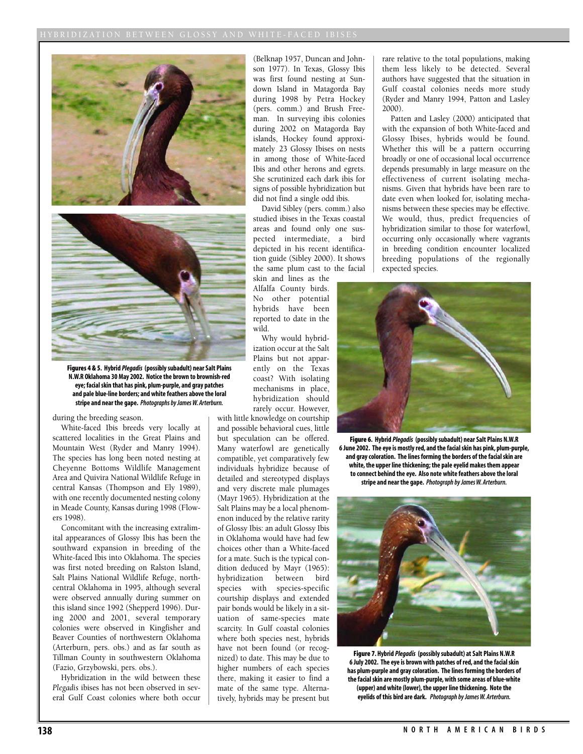**Figures 4 & 5. Hybrid *Plegadis* (possibly subadult) near Salt Plains N.W.R Oklahoma 30 May 2002. Notice the brown to brownish-red eye; facial skin that has pink, plum-purple, and gray patches and pale blue-line borders; and white feathers above the loral stripe and near the gape.** *Photographs by James W. Arterburn.*

during the breeding season.

White-faced Ibis breeds very locally at scattered localities in the Great Plains and Mountain West (Ryder and Manry 1994). The species has long been noted nesting at Cheyenne Bottoms Wildlife Management Area and Quivira National Wildlife Refuge in central Kansas (Thompson and Ely 1989), with one recently documented nesting colony in Meade County, Kansas during 1998 (Flowers 1998).

Concomitant with the increasing extralimital appearances of Glossy Ibis has been the southward expansion in breeding of the White-faced Ibis into Oklahoma. The species was first noted breeding on Ralston Island, Salt Plains National Wildlife Refuge, north-central Oklahoma in 1995, although several were observed annually during summer on this island since 1992 (Shepperd 1996). During 2000 and 2001, several temporary colonies were observed in Kingfisher and Beaver Counties of northwestern Oklahoma (Arterburn, pers. obs.) and as far south as Tillman County in southwestern Oklahoma (Fazio, Grzybowski, pers. obs.).

Hybridization in the wild between these *Plegadis* ibises has not been observed in several Gulf Coast colonies where both occur (Belknap 1957, Duncan and Johnson 1977). In Texas, Glossy Ibis was first found nesting at Sundown Island in Matagorda Bay during 1998 by Petra Hockey (pers. comm.) and Brush Freeman. In surveying ibis colonies during 2002 on Matagorda Bay islands, Hockey found approximately 23 Glossy Ibises on nests in among those of White-faced Ibis and other herons and egrets. She scrutinized each dark ibis for signs of possible hybridization but did not find a single odd ibis.

David Sibley (pers. comm.) also studied ibises in the Texas coastal areas and found only one suspected intermediate, a bird depicted in his recent identification guide (Sibley 2000). It shows the same plum cast to the facial skin and lines as the Alfalfa County birds. No other potential hybrids have been reported to date in the wild.

Why would hybridization occur at the Salt Plains but not apparently on the Texas coast? With isolating mechanisms in place, hybridization should rarely occur. However, with little knowledge on courtship and possible behavioral cues, little but speculation can be offered. Many waterfowl are genetically compatible, yet comparatively few individuals hybridize because of detailed and stereotyped displays and very discrete male plumages (Mayr 1965). Hybridization at the Salt Plains may be a local phenomenon induced by the relative rarity of Glossy Ibis: an adult Glossy Ibis in Oklahoma would have had few choices other than a White-faced for a mate. Such is the typical condition deduced by Mayr (1965): hybridization between bird species with species-specific courtship displays and extended pair bonds would be likely in a situation of same-species mate scarcity. In Gulf coastal colonies where both species nest, hybrids have not been found (or recognized) to date. This may be due to higher numbers of each species there, making it easier to find a mate of the same type. Alternatively, hybrids may be present but rare relative to the total populations, making them less likely to be detected. Several authors have suggested that the situation in Gulf coastal colonies needs more study (Ryder and Manry 1994, Patton and Lasley 2000).

Patten and Lasley (2000) anticipated that with the expansion of both White-faced and Glossy Ibises, hybrids would be found. Whether this will be a pattern occurring broadly or one of occasional local occurrence depends presumably in large measure on the effectiveness of current isolating mechanisms. Given that hybrids have been rare to date even when looked for, isolating mechanisms between these species may be effective. We would, thus, predict frequencies of hybridization similar to those for waterfowl, occurring only occasionally where vagrants in breeding condition encounter localized breeding populations of the regionally expected species.

**Figure 6. Hybrid *Plegadis* (possibly subadult) near Salt Plains N.W.R 6 June 2002. The eye is mostly red, and the facial skin has pink, plum-purple, and gray coloration. The lines forming the borders of the facial skin are white, the upper line thickening; the pale eyelid makes them appear to connect behind the eye. Also note white feathers above the loral stripe and near the gape.** *Photograph by James W. Arterburn.*

**Figure 7. Hybrid *Plegadis* (possibly subadult) at Salt Plains N.W.R 6 July 2002. The eye is brown with patches of red, and the facial skin has plum-purple and gray coloration. The lines forming the borders of the facial skin are mostly plum-purple, with some areas of blue-white (upper) and white (lower), the upper line thickening. Note the eyelids of this bird are dark.** *Photograph by James W. Arterburn.*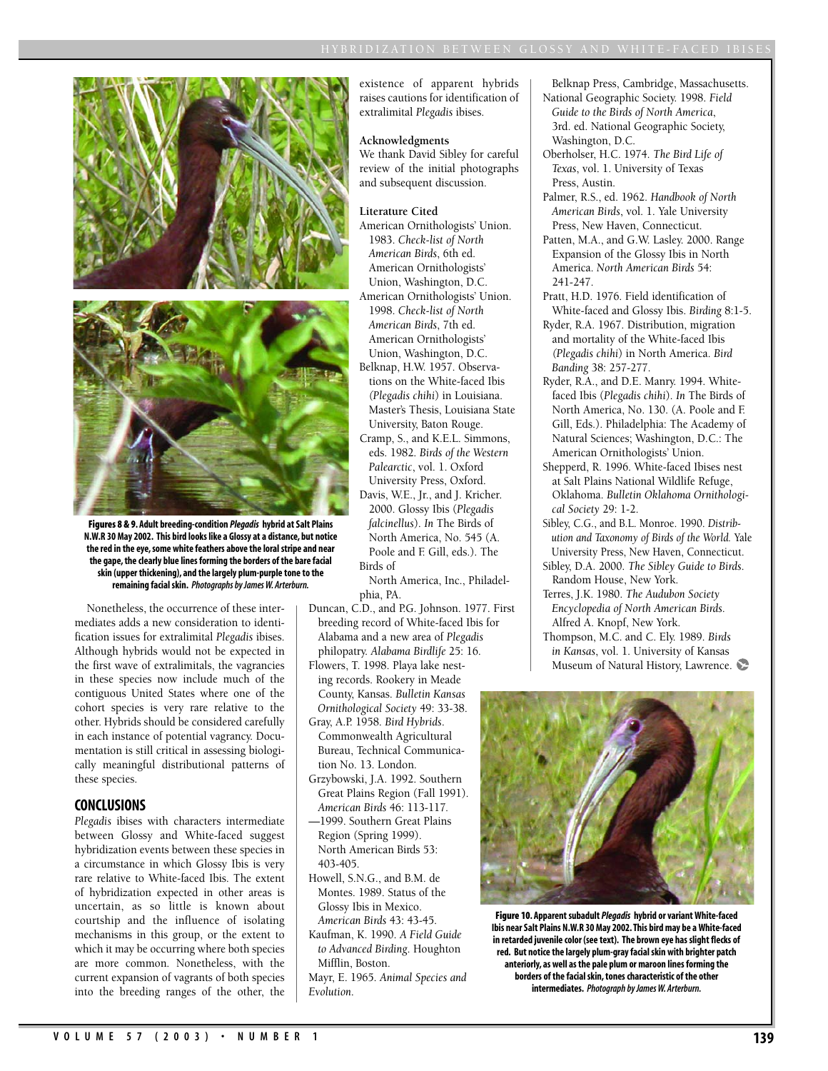Figures 8 & 9. Adult breeding-condition *Plegadis* hybrid at Salt Plains N.W.R 30 May 2002. This bird looks like a Glossy at a distance, but notice the red in the eye, some white feathers above the loral stripe and near the gape, the clearly blue lines forming the borders of the bare facial skin (upper thickening), and the largely plum-purple tone to the remaining facial skin. *Photographs by James W. Arterburn.*

Nonetheless, the occurrence of these intermediates adds a new consideration to identification issues for extralimital *Plegadis* ibises. Although hybrids would not be expected in the first wave of extralimitals, the vagrancies in these species now include much of the contiguous United States where one of the cohort species is very rare relative to the other. Hybrids should be considered carefully in each instance of potential vagrancy. Documentation is still critical in assessing biologically meaningful distributional patterns of these species.

## CONCLUSIONS

*Plegadis* ibises with characters intermediate between Glossy and White-faced suggest hybridization events between these species in a circumstance in which Glossy Ibis is very rare relative to White-faced Ibis. The extent of hybridization expected in other areas is uncertain, as so little is known about courtship and the influence of isolating mechanisms in this group, or the extent to which it may be occurring where both species are more common. Nonetheless, with the current expansion of vagrants of both species into the breeding ranges of the other, the existence of apparent hybrids raises cautions for identification of extralimital *Plegadis* ibises.

### Acknowledgments

We thank David Sibley for careful review of the initial photographs and subsequent discussion.

### Literature Cited

American Ornithologists' Union. 1983. *Check-list of North American Birds*, 6th ed. American Ornithologists' Union, Washington, D.C.

American Ornithologists' Union. 1998. *Check-list of North American Birds*, 7th ed. American Ornithologists' Union, Washington, D.C.

Belknap, H.W. 1957. Observations on the White-faced Ibis (*Plegadis chihi*) in Louisiana. Master's Thesis, Louisiana State University, Baton Rouge.

Cramp, S., and K.E.L. Simmons, eds. 1982. *Birds of the Western Palearctic*, vol. 1. Oxford University Press, Oxford.

Davis, W.E., Jr., and J. Kricher. 2000. Glossy Ibis (*Plegadis falcinellus*). *In* The Birds of North America, No. 545 (A. Poole and F. Gill, eds.). The Birds of North America, Inc., Philadelphia, PA.

Duncan, C.D., and P.G. Johnson. 1977. First breeding record of White-faced Ibis for Alabama and a new area of *Plegadis* philopatry. *Alabama Birdlife* 25: 16.

Flowers, T. 1998. Playa lake nesting records. Rookery in Meade County, Kansas. *Bulletin Kansas Ornithological Society* 49: 33-38.

Gray, A.P. 1958. *Bird Hybrids*. Commonwealth Agricultural Bureau, Technical Communication No. 13. London.

Grzybowski, J.A. 1992. Southern Great Plains Region (Fall 1991). *American Birds* 46: 113-117.

—1999. Southern Great Plains Region (Spring 1999). North American Birds 53: 403-405.

Howell, S.N.G., and B.M. de Montes. 1989. Status of the Glossy Ibis in Mexico. *American Birds* 43: 43-45.

Kaufman, K. 1990. *A Field Guide to Advanced Birding*. Houghton Mifflin, Boston.

Mayr, E. 1965. *Animal Species and Evolution*. Belknap Press, Cambridge, Massachusetts.

National Geographic Society. 1998. *Field Guide to the Birds of North America*, 3rd. ed. National Geographic Society, Washington, D.C.

Oberholser, H.C. 1974. *The Bird Life of Texas*, vol. 1. University of Texas Press, Austin.

Palmer, R.S., ed. 1962. *Handbook of North American Birds*, vol. 1. Yale University Press, New Haven, Connecticut.

Patten, M.A., and G.W. Lasley. 2000. Range Expansion of the Glossy Ibis in North America. *North American Birds* 54: 241-247.

Pratt, H.D. 1976. Field identification of White-faced and Glossy Ibis. *Birding* 8:1-5.

Ryder, R.A. 1967. Distribution, migration and mortality of the White-faced Ibis (*Plegadis chihi*) in North America. *Bird Banding* 38: 257-277.

Ryder, R.A., and D.E. Manry. 1994. White-faced Ibis (*Plegadis chihi*). *In* The Birds of North America, No. 130. (A. Poole and F. Gill, Eds.). Philadelphia: The Academy of Natural Sciences; Washington, D.C.: The American Ornithologists' Union.

Shepperd, R. 1996. White-faced Ibises nest at Salt Plains National Wildlife Refuge, Oklahoma. *Bulletin Oklahoma Ornithological Society* 29: 1-2.

Sibley, C.G., and B.L. Monroe. 1990. *Distribution and Taxonomy of Birds of the World.* Yale University Press, New Haven, Connecticut.

Sibley, D.A. 2000. *The Sibley Guide to Birds*. Random House, New York.

Terres, J.K. 1980. *The Audubon Society Encyclopedia of North American Birds*. Alfred A. Knopf, New York.

Thompson, M.C. and C. Ely. 1989. *Birds in Kansas*, vol. 1. University of Kansas Museum of Natural History, Lawrence.

Figure 10. Apparent subadult *Plegadis* hybrid or variant White-faced Ibis near Salt Plains N.W.R 30 May 2002. This bird may be a White-faced in retarded juvenile color (see text). The brown eye has slight flecks of red. But notice the largely plum-gray facial skin with brighter patch anteriorly, as well as the pale plum or maroon lines forming the borders of the facial skin, tones characteristic of the other intermediates. *Photograph by James W. Arterburn.*